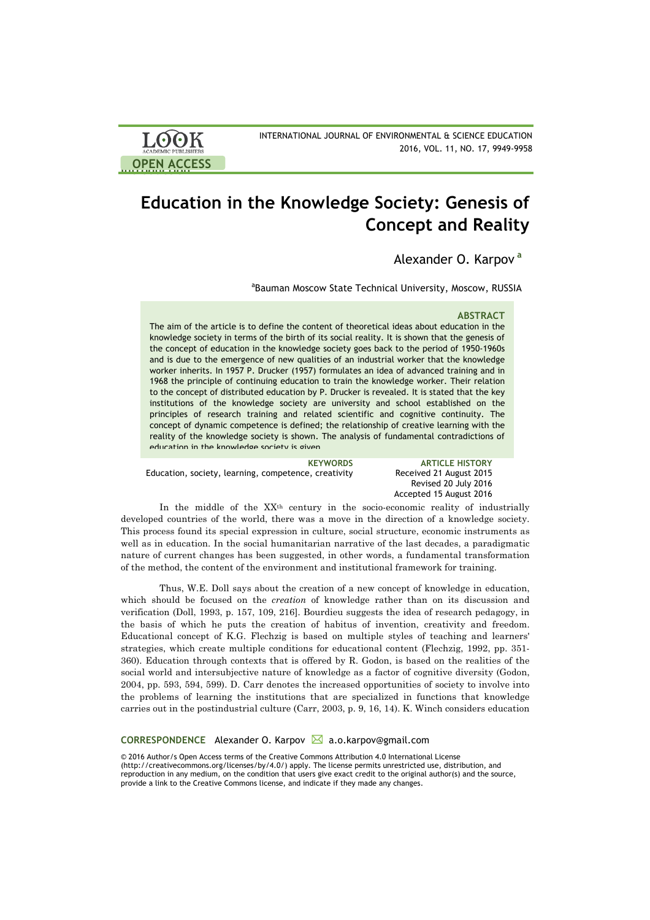# Education in the Knowledge Society: Genesis of Concept and Reality

Alexander O. Karpov [a]

[a]Bauman Moscow State Technical University, Moscow, RUSSIA

## ABSTRACT

The aim of the article is to define the content of theoretical ideas about education in the knowledge society in terms of the birth of its social reality. It is shown that the genesis of the concept of education in the knowledge society goes back to the period of 1950-1960s and is due to the emergence of new qualities of an industrial worker that the knowledge worker inherits. In 1957 P. Drucker (1957) formulates an idea of advanced training and in 1968 the principle of continuing education to train the knowledge worker. Their relation to the concept of distributed education by P. Drucker is revealed. It is stated that the key institutions of the knowledge society are university and school established on the principles of research training and related scientific and cognitive continuity. The concept of dynamic competence is defined; the relationship of creative learning with the reality of the knowledge society is shown. The analysis of fundamental contradictions of education in the knowledge society is given.

**KEYWORDS**
Education, society, learning, competence, creativity

**ARTICLE HISTORY**
Received 21 August 2015
Revised 20 July 2016
Accepted 15 August 2016

In the middle of the XX$^{th}$ century in the socio-economic reality of industrially developed countries of the world, there was a move in the direction of a knowledge society. This process found its special expression in culture, social structure, economic instruments as well as in education. In the social humanitarian narrative of the last decades, a paradigmatic nature of current changes has been suggested, in other words, a fundamental transformation of the method, the content of the environment and institutional framework for training.

Thus, W.E. Doll says about the creation of a new concept of knowledge in education, which should be focused on the *creation* of knowledge rather than on its discussion and verification (Doll, 1993, p. 157, 109, 216]. Bourdieu suggests the idea of research pedagogy, in the basis of which he puts the creation of habitus of invention, creativity and freedom. Educational concept of K.G. Flechzig is based on multiple styles of teaching and learners' strategies, which create multiple conditions for educational content (Flechzig, 1992, pp. 351-360). Education through contexts that is offered by R. Godon, is based on the realities of the social world and intersubjective nature of knowledge as a factor of cognitive diversity (Godon, 2004, pp. 593, 594, 599). D. Carr denotes the increased opportunities of society to involve into the problems of learning the institutions that are specialized in functions that knowledge carries out in the postindustrial culture (Carr, 2003, p. 9, 16, 14). K. Winch considers education

**CORRESPONDENCE** Alexander O. Karpov ✉ a.o.karpov@gmail.com

© 2016 Author/s Open Access terms of the Creative Commons Attribution 4.0 International License (http://creativecommons.org/licenses/by/4.0/) apply. The license permits unrestricted use, distribution, and reproduction in any medium, on the condition that users give exact credit to the original author(s) and the source, provide a link to the Creative Commons license, and indicate if they made any changes.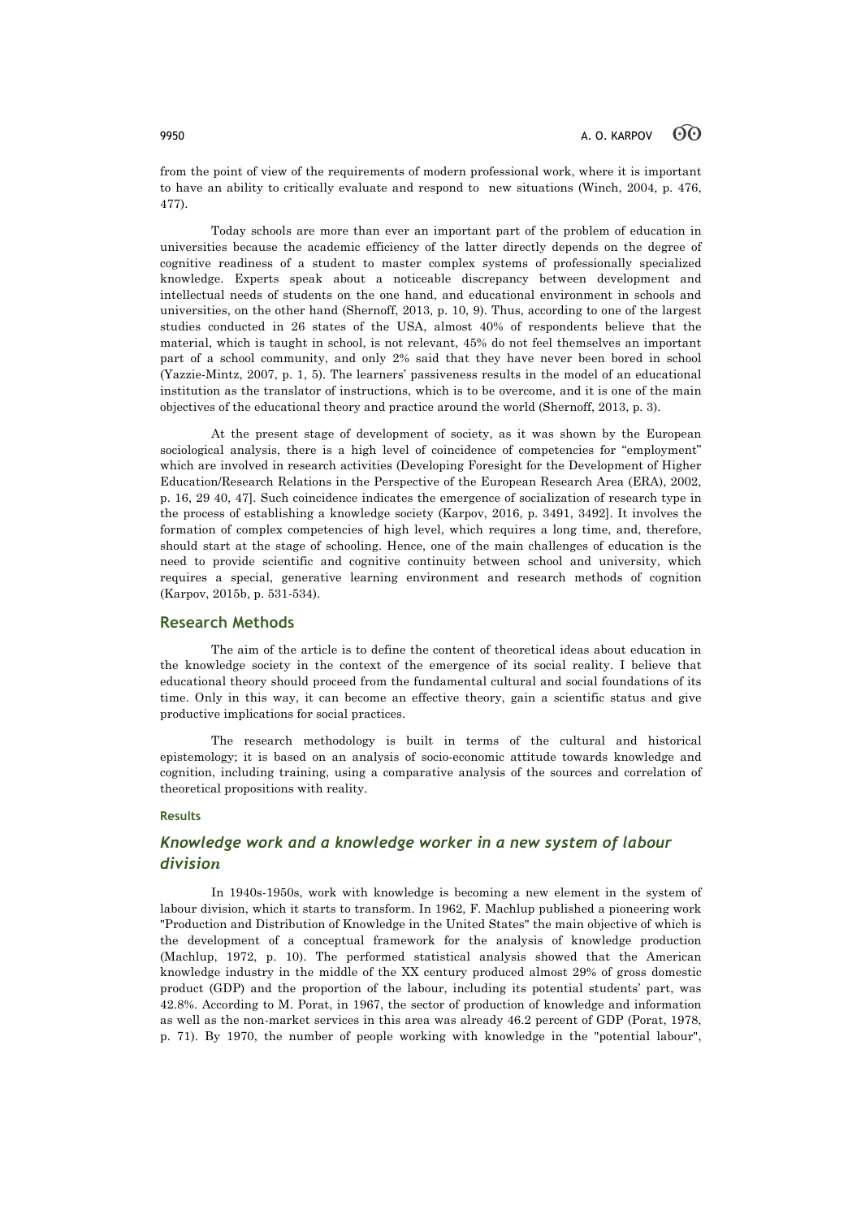from the point of view of the requirements of modern professional work, where it is important to have an ability to critically evaluate and respond to new situations (Winch, 2004, p. 476, 477).

Today schools are more than ever an important part of the problem of education in universities because the academic efficiency of the latter directly depends on the degree of cognitive readiness of a student to master complex systems of professionally specialized knowledge. Experts speak about a noticeable discrepancy between development and intellectual needs of students on the one hand, and educational environment in schools and universities, on the other hand (Shernoff, 2013, p. 10, 9). Thus, according to one of the largest studies conducted in 26 states of the USA, almost 40% of respondents believe that the material, which is taught in school, is not relevant, 45% do not feel themselves an important part of a school community, and only 2% said that they have never been bored in school (Yazzie-Mintz, 2007, p. 1, 5). The learners' passiveness results in the model of an educational institution as the translator of instructions, which is to be overcome, and it is one of the main objectives of the educational theory and practice around the world (Shernoff, 2013, p. 3).

At the present stage of development of society, as it was shown by the European sociological analysis, there is a high level of coincidence of competencies for "employment" which are involved in research activities (Developing Foresight for the Development of Higher Education/Research Relations in the Perspective of the European Research Area (ERA), 2002, p. 16, 29 40, 47]. Such coincidence indicates the emergence of socialization of research type in the process of establishing a knowledge society (Karpov, 2016, p. 3491, 3492]. It involves the formation of complex competencies of high level, which requires a long time, and, therefore, should start at the stage of schooling. Hence, one of the main challenges of education is the need to provide scientific and cognitive continuity between school and university, which requires a special, generative learning environment and research methods of cognition (Karpov, 2015b, p. 531-534).

## Research Methods

The aim of the article is to define the content of theoretical ideas about education in the knowledge society in the context of the emergence of its social reality. I believe that educational theory should proceed from the fundamental cultural and social foundations of its time. Only in this way, it can become an effective theory, gain a scientific status and give productive implications for social practices.

The research methodology is built in terms of the cultural and historical epistemology; it is based on an analysis of socio-economic attitude towards knowledge and cognition, including training, using a comparative analysis of the sources and correlation of theoretical propositions with reality.

## Results

### *Knowledge work and a knowledge worker in a new system of labour division*

In 1940s-1950s, work with knowledge is becoming a new element in the system of labour division, which it starts to transform. In 1962, F. Machlup published a pioneering work "Production and Distribution of Knowledge in the United States" the main objective of which is the development of a conceptual framework for the analysis of knowledge production (Machlup, 1972, p. 10). The performed statistical analysis showed that the American knowledge industry in the middle of the XX century produced almost 29% of gross domestic product (GDP) and the proportion of the labour, including its potential students' part, was 42.8%. According to M. Porat, in 1967, the sector of production of knowledge and information as well as the non-market services in this area was already 46.2 percent of GDP (Porat, 1978, p. 71). By 1970, the number of people working with knowledge in the "potential labour",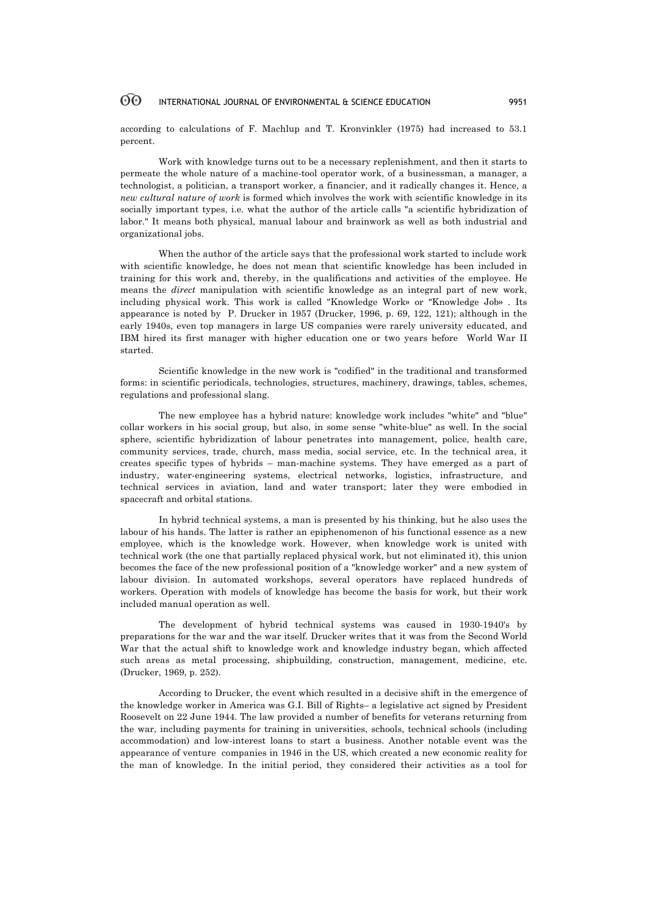according to calculations of F. Machlup and T. Kronvinkler (1975) had increased to 53.1 percent.

Work with knowledge turns out to be a necessary replenishment, and then it starts to permeate the whole nature of a machine-tool operator work, of a businessman, a manager, a technologist, a politician, a transport worker, a financier, and it radically changes it. Hence, a *new cultural nature of work* is formed which involves the work with scientific knowledge in its socially important types, i.e. what the author of the article calls "a scientific hybridization of labor." It means both physical, manual labour and brainwork as well as both industrial and organizational jobs.

When the author of the article says that the professional work started to include work with scientific knowledge, he does not mean that scientific knowledge has been included in training for this work and, thereby, in the qualifications and activities of the employee. He means the *direct* manipulation with scientific knowledge as an integral part of new work, including physical work. This work is called "Knowledge Work» or "Knowledge Job» . Its appearance is noted by P. Drucker in 1957 (Drucker, 1996, p. 69, 122, 121); although in the early 1940s, even top managers in large US companies were rarely university educated, and IBM hired its first manager with higher education one or two years before World War II started.

Scientific knowledge in the new work is "codified" in the traditional and transformed forms: in scientific periodicals, technologies, structures, machinery, drawings, tables, schemes, regulations and professional slang.

The new employee has a hybrid nature: knowledge work includes "white" and "blue" collar workers in his social group, but also, in some sense "white-blue" as well. In the social sphere, scientific hybridization of labour penetrates into management, police, health care, community services, trade, church, mass media, social service, etc. In the technical area, it creates specific types of hybrids – man-machine systems. They have emerged as a part of industry, water-engineering systems, electrical networks, logistics, infrastructure, and technical services in aviation, land and water transport; later they were embodied in spacecraft and orbital stations.

In hybrid technical systems, a man is presented by his thinking, but he also uses the labour of his hands. The latter is rather an epiphenomenon of his functional essence as a new employee, which is the knowledge work. However, when knowledge work is united with technical work (the one that partially replaced physical work, but not eliminated it), this union becomes the face of the new professional position of a "knowledge worker" and a new system of labour division. In automated workshops, several operators have replaced hundreds of workers. Operation with models of knowledge has become the basis for work, but their work included manual operation as well.

The development of hybrid technical systems was caused in 1930-1940's by preparations for the war and the war itself. Drucker writes that it was from the Second World War that the actual shift to knowledge work and knowledge industry began, which affected such areas as metal processing, shipbuilding, construction, management, medicine, etc. (Drucker, 1969, p. 252).

According to Drucker, the event which resulted in a decisive shift in the emergence of the knowledge worker in America was G.I. Bill of Rights– a legislative act signed by President Roosevelt on 22 June 1944. The law provided a number of benefits for veterans returning from the war, including payments for training in universities, schools, technical schools (including accommodation) and low-interest loans to start a business. Another notable event was the appearance of venture companies in 1946 in the US, which created a new economic reality for the man of knowledge. In the initial period, they considered their activities as a tool for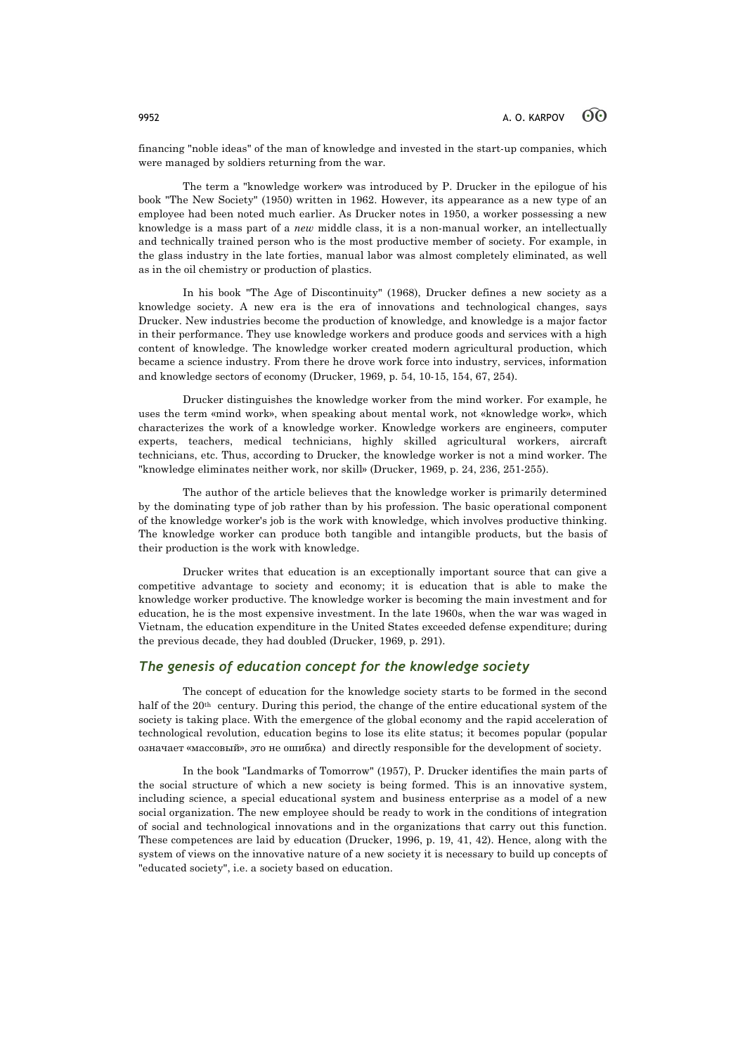financing "noble ideas" of the man of knowledge and invested in the start-up companies, which were managed by soldiers returning from the war.

The term a "knowledge worker» was introduced by P. Drucker in the epilogue of his book "The New Society" (1950) written in 1962. However, its appearance as a new type of an employee had been noted much earlier. As Drucker notes in 1950, a worker possessing a new knowledge is a mass part of a *new* middle class, it is a non-manual worker, an intellectually and technically trained person who is the most productive member of society. For example, in the glass industry in the late forties, manual labor was almost completely eliminated, as well as in the oil chemistry or production of plastics.

In his book "The Age of Discontinuity" (1968), Drucker defines a new society as a knowledge society. A new era is the era of innovations and technological changes, says Drucker. New industries become the production of knowledge, and knowledge is a major factor in their performance. They use knowledge workers and produce goods and services with a high content of knowledge. The knowledge worker created modern agricultural production, which became a science industry. From there he drove work force into industry, services, information and knowledge sectors of economy (Drucker, 1969, p. 54, 10-15, 154, 67, 254).

Drucker distinguishes the knowledge worker from the mind worker. For example, he uses the term «mind work», when speaking about mental work, not «knowledge work», which characterizes the work of a knowledge worker. Knowledge workers are engineers, computer experts, teachers, medical technicians, highly skilled agricultural workers, aircraft technicians, etc. Thus, according to Drucker, the knowledge worker is not a mind worker. The "knowledge eliminates neither work, nor skill» (Drucker, 1969, p. 24, 236, 251-255).

The author of the article believes that the knowledge worker is primarily determined by the dominating type of job rather than by his profession. The basic operational component of the knowledge worker's job is the work with knowledge, which involves productive thinking. The knowledge worker can produce both tangible and intangible products, but the basis of their production is the work with knowledge.

Drucker writes that education is an exceptionally important source that can give a competitive advantage to society and economy; it is education that is able to make the knowledge worker productive. The knowledge worker is becoming the main investment and for education, he is the most expensive investment. In the late 1960s, when the war was waged in Vietnam, the education expenditure in the United States exceeded defense expenditure; during the previous decade, they had doubled (Drucker, 1969, p. 291).

## *The genesis of education concept for the knowledge society*

The concept of education for the knowledge society starts to be formed in the second half of the 20th century. During this period, the change of the entire educational system of the society is taking place. With the emergence of the global economy and the rapid acceleration of technological revolution, education begins to lose its elite status; it becomes popular (popular означает «массовый», это не ошибка) and directly responsible for the development of society.

In the book "Landmarks of Tomorrow" (1957), P. Drucker identifies the main parts of the social structure of which a new society is being formed. This is an innovative system, including science, a special educational system and business enterprise as a model of a new social organization. The new employee should be ready to work in the conditions of integration of social and technological innovations and in the organizations that carry out this function. These competences are laid by education (Drucker, 1996, p. 19, 41, 42). Hence, along with the system of views on the innovative nature of a new society it is necessary to build up concepts of "educated society", i.e. a society based on education.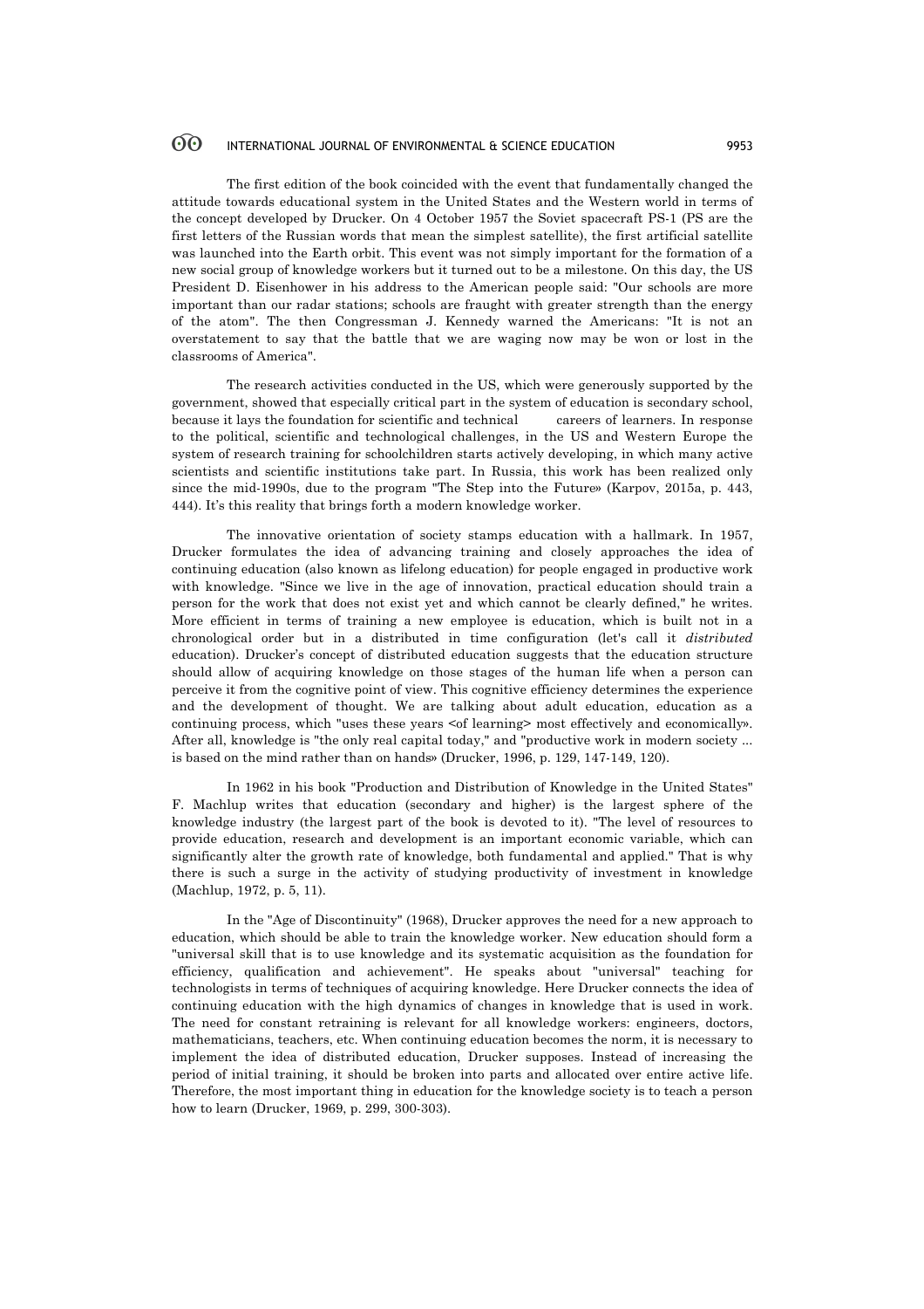The first edition of the book coincided with the event that fundamentally changed the attitude towards educational system in the United States and the Western world in terms of the concept developed by Drucker. On 4 October 1957 the Soviet spacecraft PS-1 (PS are the first letters of the Russian words that mean the simplest satellite), the first artificial satellite was launched into the Earth orbit. This event was not simply important for the formation of a new social group of knowledge workers but it turned out to be a milestone. On this day, the US President D. Eisenhower in his address to the American people said: "Our schools are more important than our radar stations; schools are fraught with greater strength than the energy of the atom". The then Congressman J. Kennedy warned the Americans: "It is not an overstatement to say that the battle that we are waging now may be won or lost in the classrooms of America".

The research activities conducted in the US, which were generously supported by the government, showed that especially critical part in the system of education is secondary school, because it lays the foundation for scientific and technical careers of learners. In response to the political, scientific and technological challenges, in the US and Western Europe the system of research training for schoolchildren starts actively developing, in which many active scientists and scientific institutions take part. In Russia, this work has been realized only since the mid-1990s, due to the program "The Step into the Future» (Karpov, 2015a, p. 443, 444). It's this reality that brings forth a modern knowledge worker.

The innovative orientation of society stamps education with a hallmark. In 1957, Drucker formulates the idea of advancing training and closely approaches the idea of continuing education (also known as lifelong education) for people engaged in productive work with knowledge. "Since we live in the age of innovation, practical education should train a person for the work that does not exist yet and which cannot be clearly defined," he writes. More efficient in terms of training a new employee is education, which is built not in a chronological order but in a distributed in time configuration (let's call it *distributed* education). Drucker's concept of distributed education suggests that the education structure should allow of acquiring knowledge on those stages of the human life when a person can perceive it from the cognitive point of view. This cognitive efficiency determines the experience and the development of thought. We are talking about adult education, education as a continuing process, which "uses these years <of learning> most effectively and economically». After all, knowledge is "the only real capital today," and "productive work in modern society ... is based on the mind rather than on hands» (Drucker, 1996, p. 129, 147-149, 120).

In 1962 in his book "Production and Distribution of Knowledge in the United States" F. Machlup writes that education (secondary and higher) is the largest sphere of the knowledge industry (the largest part of the book is devoted to it). "The level of resources to provide education, research and development is an important economic variable, which can significantly alter the growth rate of knowledge, both fundamental and applied." That is why there is such a surge in the activity of studying productivity of investment in knowledge (Machlup, 1972, p. 5, 11).

In the "Age of Discontinuity" (1968), Drucker approves the need for a new approach to education, which should be able to train the knowledge worker. New education should form a "universal skill that is to use knowledge and its systematic acquisition as the foundation for efficiency, qualification and achievement". He speaks about "universal" teaching for technologists in terms of techniques of acquiring knowledge. Here Drucker connects the idea of continuing education with the high dynamics of changes in knowledge that is used in work. The need for constant retraining is relevant for all knowledge workers: engineers, doctors, mathematicians, teachers, etc. When continuing education becomes the norm, it is necessary to implement the idea of distributed education, Drucker supposes. Instead of increasing the period of initial training, it should be broken into parts and allocated over entire active life. Therefore, the most important thing in education for the knowledge society is to teach a person how to learn (Drucker, 1969, p. 299, 300-303).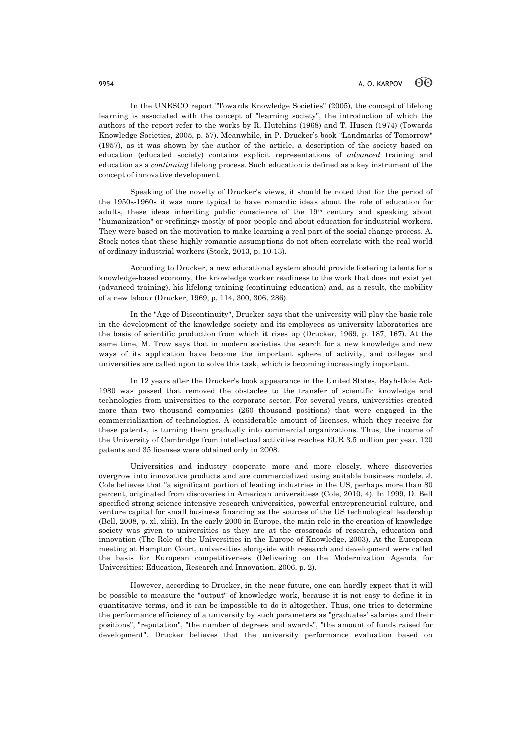In the UNESCO report "Towards Knowledge Societies" (2005), the concept of lifelong learning is associated with the concept of "learning society", the introduction of which the authors of the report refer to the works by R. Hutchins (1968) and T. Husen (1974) (Towards Knowledge Societies, 2005, p. 57). Meanwhile, in P. Drucker's book "Landmarks of Tomorrow" (1957), as it was shown by the author of the article, a description of the society based on education (educated society) contains explicit representations of *advanced* training and education as a *continuing* lifelong process. Such education is defined as a key instrument of the concept of innovative development.

Speaking of the novelty of Drucker's views, it should be noted that for the period of the 1950s-1960s it was more typical to have romantic ideas about the role of education for adults, these ideas inheriting public conscience of the 19th century and speaking about "humanization" or «refining» mostly of poor people and about education for industrial workers. They were based on the motivation to make learning a real part of the social change process. A. Stock notes that these highly romantic assumptions do not often correlate with the real world of ordinary industrial workers (Stock, 2013, p. 10-13).

According to Drucker, a new educational system should provide fostering talents for a knowledge-based economy, the knowledge worker readiness to the work that does not exist yet (advanced training), his lifelong training (continuing education) and, as a result, the mobility of a new labour (Drucker, 1969, p. 114, 300, 306, 286).

In the "Age of Discontinuity", Drucker says that the university will play the basic role in the development of the knowledge society and its employees as university laboratories are the basis of scientific production from which it rises up (Drucker, 1969, p. 187, 167). At the same time, M. Trow says that in modern societies the search for a new knowledge and new ways of its application have become the important sphere of activity, and colleges and universities are called upon to solve this task, which is becoming increasingly important.

In 12 years after the Drucker's book appearance in the United States, Bayh-Dole Act-1980 was passed that removed the obstacles to the transfer of scientific knowledge and technologies from universities to the corporate sector. For several years, universities created more than two thousand companies (260 thousand positions) that were engaged in the commercialization of technologies. A considerable amount of licenses, which they receive for these patents, is turning them gradually into commercial organizations. Thus, the income of the University of Cambridge from intellectual activities reaches EUR 3.5 million per year. 120 patents and 35 licenses were obtained only in 2008.

Universities and industry cooperate more and more closely, where discoveries overgrow into innovative products and are commercialized using suitable business models. J. Cole believes that "a significant portion of leading industries in the US, perhaps more than 80 percent, originated from discoveries in American universities» (Cole, 2010, 4). In 1999, D. Bell specified strong science intensive research universities, powerful entrepreneurial culture, and venture capital for small business financing as the sources of the US technological leadership (Bell, 2008, p. xl, xliii). In the early 2000 in Europe, the main role in the creation of knowledge society was given to universities as they are at the crossroads of research, education and innovation (The Role of the Universities in the Europe of Knowledge, 2003). At the European meeting at Hampton Court, universities alongside with research and development were called the basis for European competitiveness (Delivering on the Modernization Agenda for Universities: Education, Research and Innovation, 2006, p. 2).

However, according to Drucker, in the near future, one can hardly expect that it will be possible to measure the "output" of knowledge work, because it is not easy to define it in quantitative terms, and it can be impossible to do it altogether. Thus, one tries to determine the performance efficiency of a university by such parameters as "graduates' salaries and their positions", "reputation", "the number of degrees and awards", "the amount of funds raised for development". Drucker believes that the university performance evaluation based on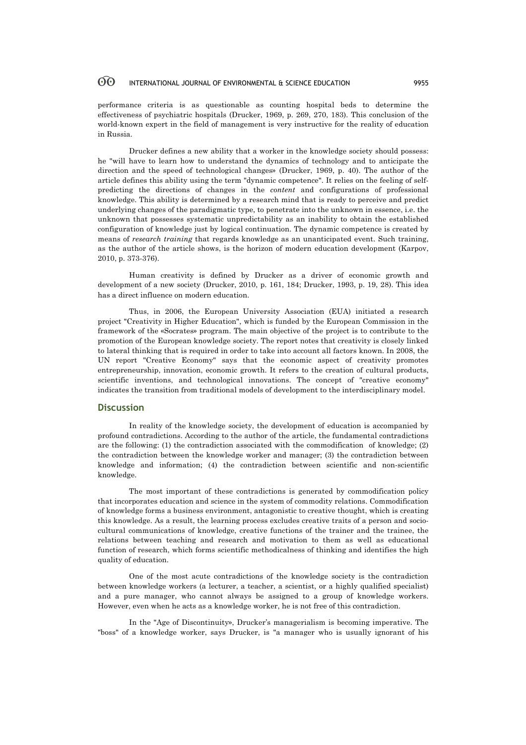performance criteria is as questionable as counting hospital beds to determine the effectiveness of psychiatric hospitals (Drucker, 1969, p. 269, 270, 183). This conclusion of the world-known expert in the field of management is very instructive for the reality of education in Russia.

Drucker defines a new ability that a worker in the knowledge society should possess: he "will have to learn how to understand the dynamics of technology and to anticipate the direction and the speed of technological changes» (Drucker, 1969, p. 40). The author of the article defines this ability using the term "dynamic competence". It relies on the feeling of self-predicting the directions of changes in the *content* and configurations of professional knowledge. This ability is determined by a research mind that is ready to perceive and predict underlying changes of the paradigmatic type, to penetrate into the unknown in essence, i.e. the unknown that possesses systematic unpredictability as an inability to obtain the established configuration of knowledge just by logical continuation. The dynamic competence is created by means of *research training* that regards knowledge as an unanticipated event. Such training, as the author of the article shows, is the horizon of modern education development (Karpov, 2010, p. 373-376).

Human creativity is defined by Drucker as a driver of economic growth and development of a new society (Drucker, 2010, p. 161, 184; Drucker, 1993, p. 19, 28). This idea has a direct influence on modern education.

Thus, in 2006, the European University Association (EUA) initiated a research project "Creativity in Higher Education", which is funded by the European Commission in the framework of the «Socrates» program. The main objective of the project is to contribute to the promotion of the European knowledge society. The report notes that creativity is closely linked to lateral thinking that is required in order to take into account all factors known. In 2008, the UN report "Creative Economy" says that the economic aspect of creativity promotes entrepreneurship, innovation, economic growth. It refers to the creation of cultural products, scientific inventions, and technological innovations. The concept of "creative economy" indicates the transition from traditional models of development to the interdisciplinary model.

## Discussion

In reality of the knowledge society, the development of education is accompanied by profound contradictions. According to the author of the article, the fundamental contradictions are the following: (1) the contradiction associated with the commodification of knowledge; (2) the contradiction between the knowledge worker and manager; (3) the contradiction between knowledge and information; (4) the contradiction between scientific and non-scientific knowledge.

The most important of these contradictions is generated by commodification policy that incorporates education and science in the system of commodity relations. Commodification of knowledge forms a business environment, antagonistic to creative thought, which is creating this knowledge. As a result, the learning process excludes creative traits of a person and socio-cultural communications of knowledge, creative functions of the trainer and the trainee, the relations between teaching and research and motivation to them as well as educational function of research, which forms scientific methodicalness of thinking and identifies the high quality of education.

One of the most acute contradictions of the knowledge society is the contradiction between knowledge workers (a lecturer, a teacher, a scientist, or a highly qualified specialist) and a pure manager, who cannot always be assigned to a group of knowledge workers. However, even when he acts as a knowledge worker, he is not free of this contradiction.

In the "Age of Discontinuity», Drucker's managerialism is becoming imperative. The "boss" of a knowledge worker, says Drucker, is "a manager who is usually ignorant of his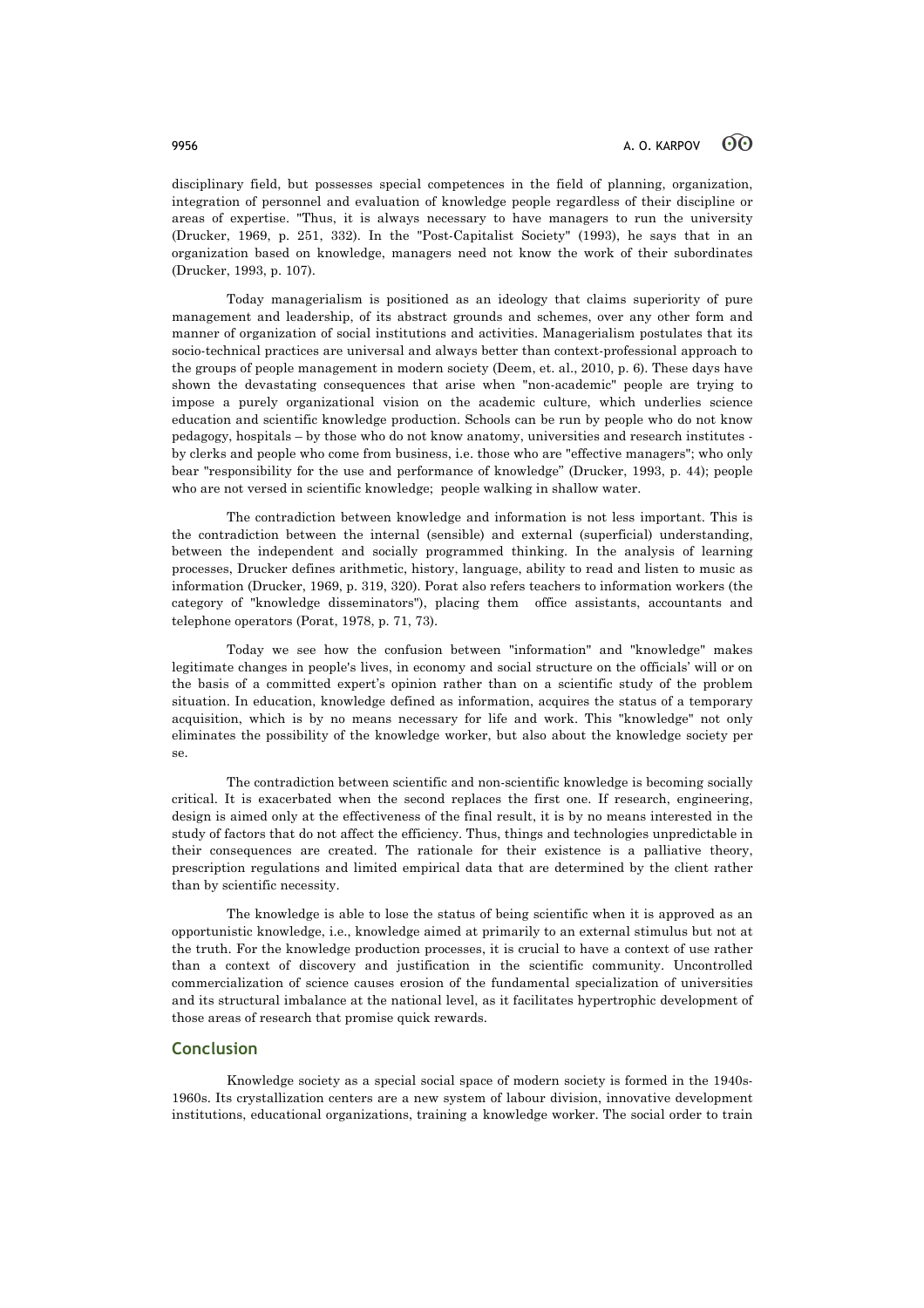disciplinary field, but possesses special competences in the field of planning, organization, integration of personnel and evaluation of knowledge people regardless of their discipline or areas of expertise. "Thus, it is always necessary to have managers to run the university (Drucker, 1969, p. 251, 332). In the "Post-Capitalist Society" (1993), he says that in an organization based on knowledge, managers need not know the work of their subordinates (Drucker, 1993, p. 107).

Today managerialism is positioned as an ideology that claims superiority of pure management and leadership, of its abstract grounds and schemes, over any other form and manner of organization of social institutions and activities. Managerialism postulates that its socio-technical practices are universal and always better than context-professional approach to the groups of people management in modern society (Deem, et. al., 2010, p. 6). These days have shown the devastating consequences that arise when "non-academic" people are trying to impose a purely organizational vision on the academic culture, which underlies science education and scientific knowledge production. Schools can be run by people who do not know pedagogy, hospitals – by those who do not know anatomy, universities and research institutes - by clerks and people who come from business, i.e. those who are "effective managers"; who only bear "responsibility for the use and performance of knowledge" (Drucker, 1993, p. 44); people who are not versed in scientific knowledge; people walking in shallow water.

The contradiction between knowledge and information is not less important. This is the contradiction between the internal (sensible) and external (superficial) understanding, between the independent and socially programmed thinking. In the analysis of learning processes, Drucker defines arithmetic, history, language, ability to read and listen to music as information (Drucker, 1969, p. 319, 320). Porat also refers teachers to information workers (the category of "knowledge disseminators"), placing them office assistants, accountants and telephone operators (Porat, 1978, p. 71, 73).

Today we see how the confusion between "information" and "knowledge" makes legitimate changes in people's lives, in economy and social structure on the officials' will or on the basis of a committed expert's opinion rather than on a scientific study of the problem situation. In education, knowledge defined as information, acquires the status of a temporary acquisition, which is by no means necessary for life and work. This "knowledge" not only eliminates the possibility of the knowledge worker, but also about the knowledge society per se.

The contradiction between scientific and non-scientific knowledge is becoming socially critical. It is exacerbated when the second replaces the first one. If research, engineering, design is aimed only at the effectiveness of the final result, it is by no means interested in the study of factors that do not affect the efficiency. Thus, things and technologies unpredictable in their consequences are created. The rationale for their existence is a palliative theory, prescription regulations and limited empirical data that are determined by the client rather than by scientific necessity.

The knowledge is able to lose the status of being scientific when it is approved as an opportunistic knowledge, i.e., knowledge aimed at primarily to an external stimulus but not at the truth. For the knowledge production processes, it is crucial to have a context of use rather than a context of discovery and justification in the scientific community. Uncontrolled commercialization of science causes erosion of the fundamental specialization of universities and its structural imbalance at the national level, as it facilitates hypertrophic development of those areas of research that promise quick rewards.

## Conclusion

Knowledge society as a special social space of modern society is formed in the 1940s-1960s. Its crystallization centers are a new system of labour division, innovative development institutions, educational organizations, training a knowledge worker. The social order to train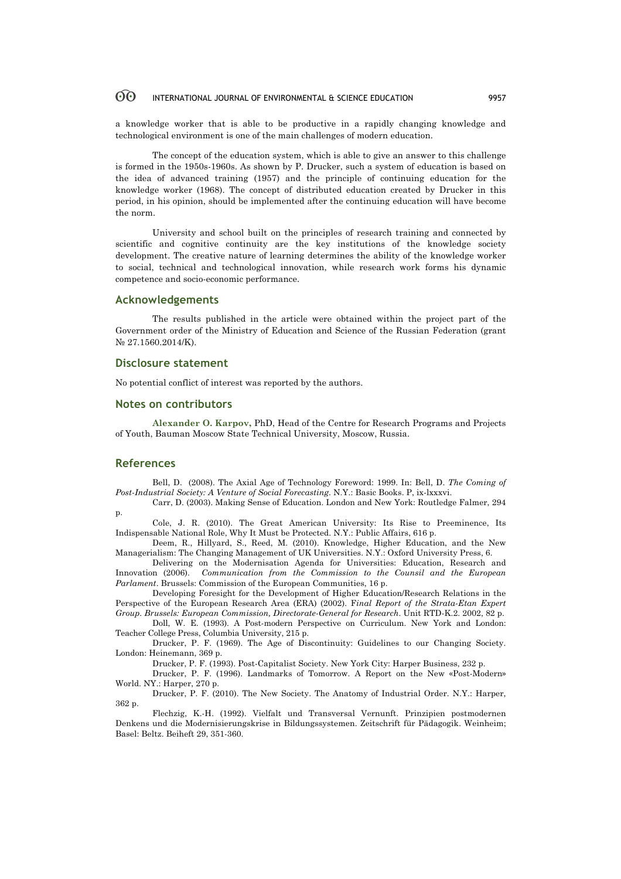a knowledge worker that is able to be productive in a rapidly changing knowledge and technological environment is one of the main challenges of modern education.

The concept of the education system, which is able to give an answer to this challenge is formed in the 1950s-1960s. As shown by P. Drucker, such a system of education is based on the idea of advanced training (1957) and the principle of continuing education for the knowledge worker (1968). The concept of distributed education created by Drucker in this period, in his opinion, should be implemented after the continuing education will have become the norm.

University and school built on the principles of research training and connected by scientific and cognitive continuity are the key institutions of the knowledge society development. The creative nature of learning determines the ability of the knowledge worker to social, technical and technological innovation, while research work forms his dynamic competence and socio-economic performance.

## Acknowledgements

The results published in the article were obtained within the project part of the Government order of the Ministry of Education and Science of the Russian Federation (grant № 27.1560.2014/K).

## Disclosure statement

No potential conflict of interest was reported by the authors.

## Notes on contributors

**Alexander O. Karpov,** PhD, Head of the Centre for Research Programs and Projects of Youth, Bauman Moscow State Technical University, Moscow, Russia.

## References

Bell, D. (2008). The Axial Age of Technology Foreword: 1999. In: Bell, D. *The Coming of Post-Industrial Society: A Venture of Social Forecasting*. N.Y.: Basic Books. P, ix-lxxxvi.

Carr, D. (2003). Making Sense of Education. London and New York: Routledge Falmer, 294 p.

Cole, J. R. (2010). The Great American University: Its Rise to Preeminence, Its Indispensable National Role, Why It Must be Protected. N.Y.: Public Affairs, 616 p.

Deem, R., Hillyard, S., Reed, M. (2010). Knowledge, Higher Education, and the New Managerialism: The Changing Management of UK Universities. N.Y.: Oxford University Press, 6.

Delivering on the Modernisation Agenda for Universities: Education, Research and Innovation (2006). *Communication from the Commission to the Counsil and the European Parlament*. Brussels: Commission of the European Communities, 16 p.

Developing Foresight for the Development of Higher Education/Research Relations in the Perspective of the European Research Area (ERA) (2002). *Final Report of the Strata-Etan Expert Group. Brussels: European Commission, Directorate-General for Research*. Unit RTD-K.2. 2002, 82 p.

Doll, W. E. (1993). A Post-modern Perspective on Curriculum. New York and London: Teacher College Press, Columbia University, 215 p.

Drucker, P. F. (1969). The Age of Discontinuity: Guidelines to our Changing Society. London: Heinemann, 369 p.

Drucker, P. F. (1993). Post-Capitalist Society. New York City: Harper Business, 232 p.

Drucker, P. F. (1996). Landmarks of Tomorrow. A Report on the New «Post-Modern» World. NY.: Harper, 270 p.

Drucker, P. F. (2010). The New Society. The Anatomy of Industrial Order. N.Y.: Harper, 362 p.

Flechzig, K.-H. (1992). Vielfalt und Transversal Vernunft. Prinzipien postmodernen Denkens und die Modernisierungskrise in Bildungssystemen. Zeitschrift für Pädagogik. Weinheim; Basel: Beltz. Beiheft 29, 351-360.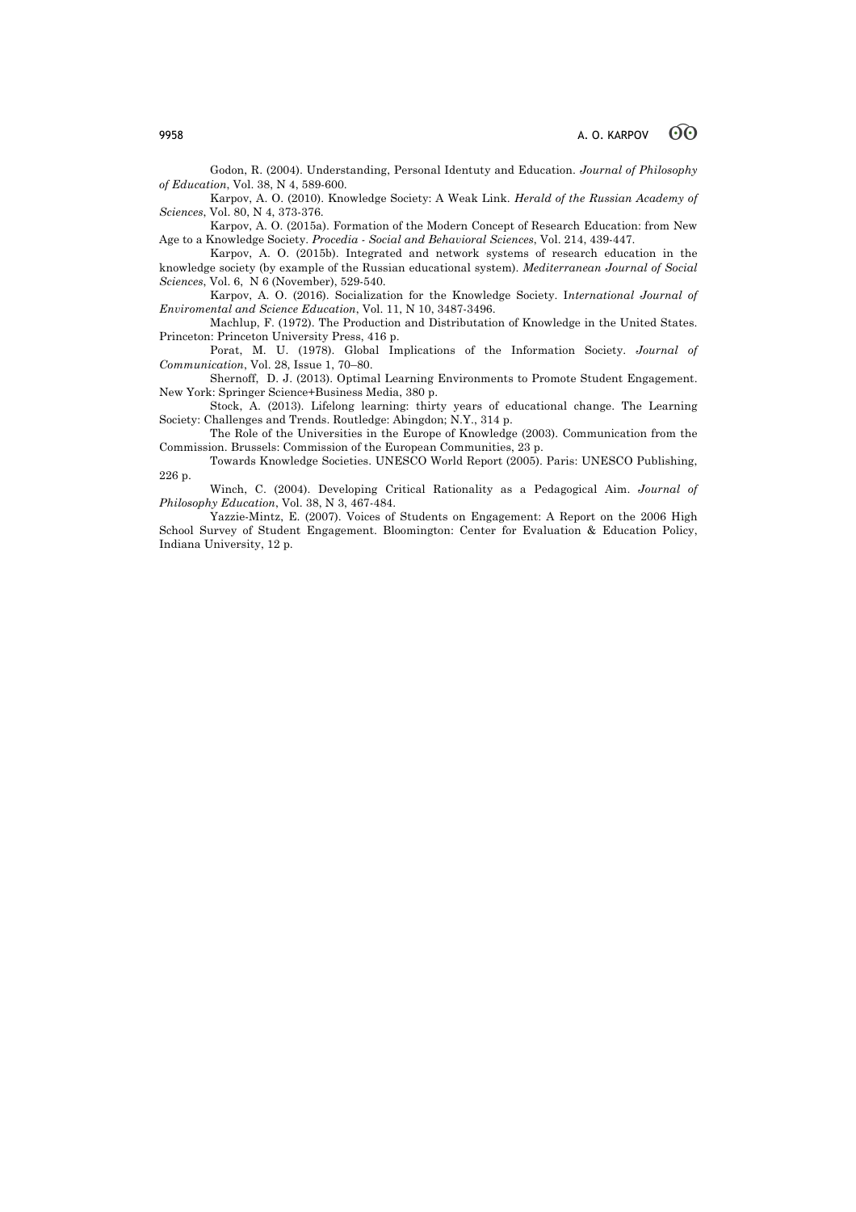Godon, R. (2004). Understanding, Personal Identuty and Education. *Journal of Philosophy of Education*, Vol. 38, N 4, 589-600.

Karpov, A. O. (2010). Knowledge Society: A Weak Link. *Herald of the Russian Academy of Sciences*, Vol. 80, N 4, 373-376.

Karpov, A. O. (2015a). Formation of the Modern Concept of Research Education: from New Age to a Knowledge Society. *Procedia - Social and Behavioral Sciences*, Vol. 214, 439-447.

Karpov, A. O. (2015b). Integrated and network systems of research education in the knowledge society (by example of the Russian educational system). *Mediterranean Journal of Social Sciences*, Vol. 6, N 6 (November), 529-540.

Karpov, A. O. (2016). Socialization for the Knowledge Society. I*nternational Journal of Enviromental and Science Education*, Vol. 11, N 10, 3487-3496.

Machlup, F. (1972). The Production and Distributation of Knowledge in the United States. Princeton: Princeton University Press, 416 p.

Porat, M. U. (1978). Global Implications of the Information Society. *Journal of Communication*, Vol. 28, Issue 1, 70–80.

Shernoff, D. J. (2013). Optimal Learning Environments to Promote Student Engagement. New York: Springer Science+Business Media, 380 p.

Stock, A. (2013). Lifelong learning: thirty years of educational change. The Learning Society: Challenges and Trends. Routledge: Abingdon; N.Y., 314 p.

The Role of the Universities in the Europe of Knowledge (2003). Communication from the Commission. Brussels: Commission of the European Communities, 23 p.

Towards Knowledge Societies. UNESCO World Report (2005). Paris: UNESCO Publishing, 226 p.

Winch, C. (2004). Developing Critical Rationality as a Pedagogical Aim. *Journal of Philosophy Education*, Vol. 38, N 3, 467-484.

Yazzie-Mintz, E. (2007). Voices of Students on Engagement: A Report on the 2006 High School Survey of Student Engagement. Bloomington: Center for Evaluation & Education Policy, Indiana University, 12 p.